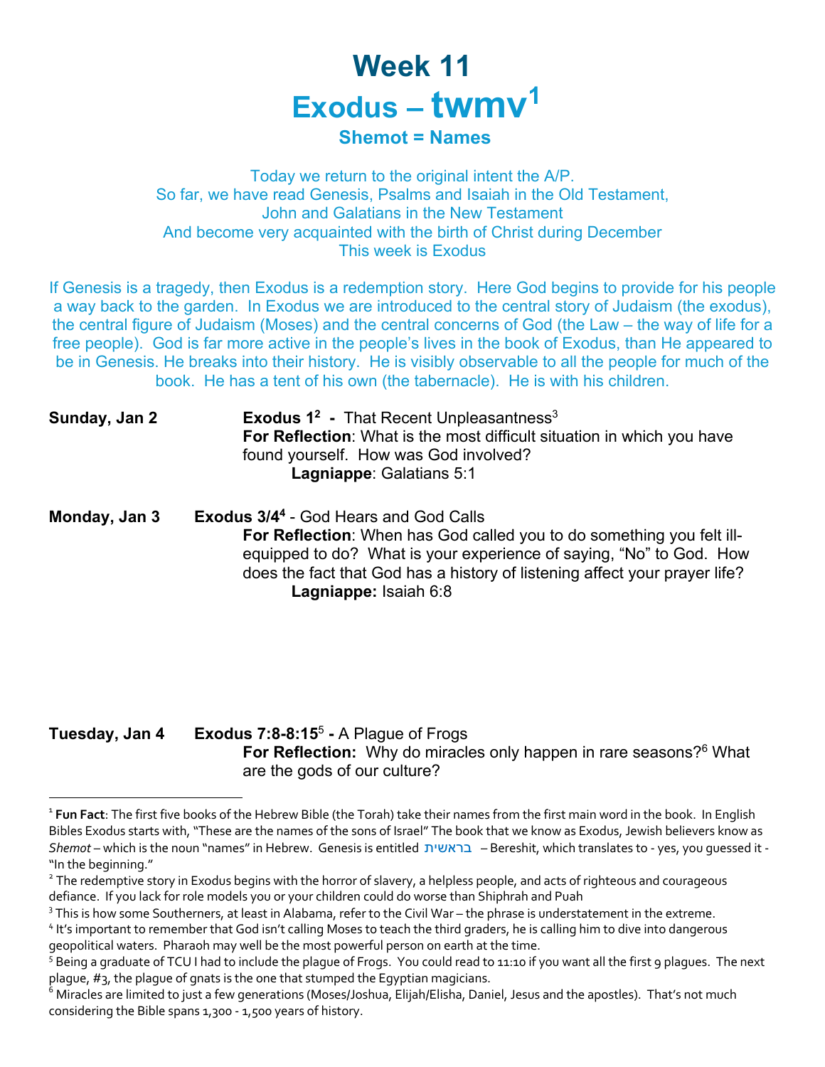# Week 11

# Exodus – twmv[1]

### Shemot = Names

Today we return to the original intent the A/P.
So far, we have read Genesis, Psalms and Isaiah in the Old Testament,
John and Galatians in the New Testament
And become very acquainted with the birth of Christ during December
This week is Exodus

If Genesis is a tragedy, then Exodus is a redemption story. Here God begins to provide for his people a way back to the garden. In Exodus we are introduced to the central story of Judaism (the exodus), the central figure of Judaism (Moses) and the central concerns of God (the Law – the way of life for a free people). God is far more active in the people's lives in the book of Exodus, than He appeared to be in Genesis. He breaks into their history. He is visibly observable to all the people for much of the book. He has a tent of his own (the tabernacle). He is with his children.

**Sunday, Jan 2** **Exodus 1[2] -** That Recent Unpleasantness[3]
**For Reflection**: What is the most difficult situation in which you have found yourself. How was God involved?
**Lagniappe**: Galatians 5:1

**Monday, Jan 3** **Exodus 3/4[4]** - God Hears and God Calls
**For Reflection**: When has God called you to do something you felt ill-equipped to do? What is your experience of saying, "No" to God. How does the fact that God has a history of listening affect your prayer life?
**Lagniappe:** Isaiah 6:8

**Tuesday, Jan 4** **Exodus 7:8-8:15**[5] **-** A Plague of Frogs
**For Reflection:** Why do miracles only happen in rare seasons?[6] What are the gods of our culture?

---

[1] **Fun Fact**: The first five books of the Hebrew Bible (the Torah) take their names from the first main word in the book. In English Bibles Exodus starts with, "These are the names of the sons of Israel" The book that we know as Exodus, Jewish believers know as *Shemot* – which is the noun "names" in Hebrew. Genesis is entitled בראשית – Bereshit, which translates to - yes, you guessed it - "In the beginning."

[2] The redemptive story in Exodus begins with the horror of slavery, a helpless people, and acts of righteous and courageous defiance. If you lack for role models you or your children could do worse than Shiphrah and Puah

[3] This is how some Southerners, at least in Alabama, refer to the Civil War – the phrase is understatement in the extreme.

[4] It's important to remember that God isn't calling Moses to teach the third graders, he is calling him to dive into dangerous geopolitical waters. Pharaoh may well be the most powerful person on earth at the time.

[5] Being a graduate of TCU I had to include the plague of Frogs. You could read to 11:10 if you want all the first 9 plagues. The next plague, #3, the plague of gnats is the one that stumped the Egyptian magicians.

[6] Miracles are limited to just a few generations (Moses/Joshua, Elijah/Elisha, Daniel, Jesus and the apostles). That's not much considering the Bible spans 1,300 - 1,500 years of history.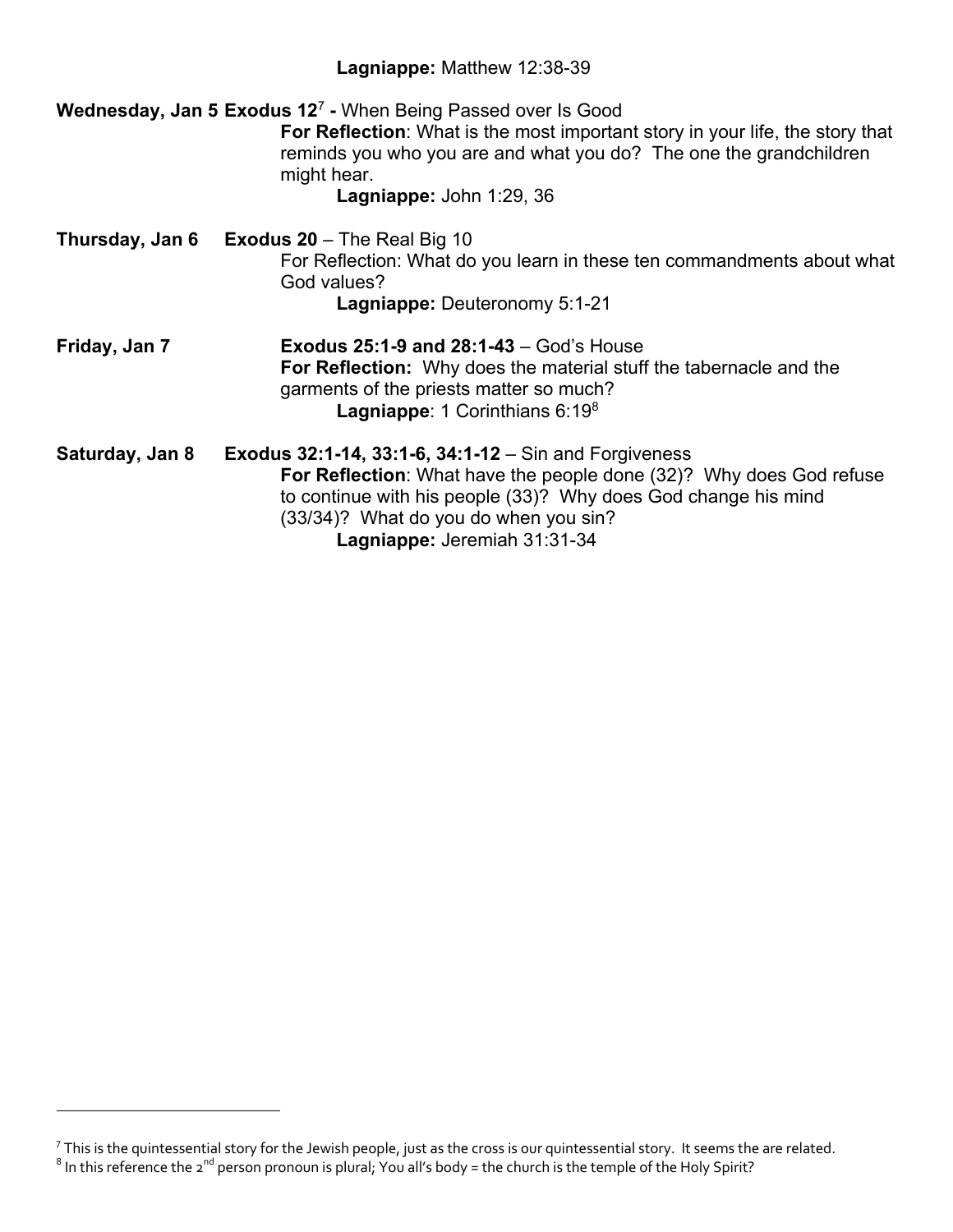**Lagniappe:** Matthew 12:38-39

**Wednesday, Jan 5 Exodus 12**[7] **-** When Being Passed over Is Good

**For Reflection**: What is the most important story in your life, the story that reminds you who you are and what you do? The one the grandchildren might hear.

**Lagniappe:** John 1:29, 36

**Thursday, Jan 6** **Exodus 20** – The Real Big 10

For Reflection: What do you learn in these ten commandments about what God values?

**Lagniappe:** Deuteronomy 5:1-21

**Friday, Jan 7** **Exodus 25:1-9 and 28:1-43** – God's House

**For Reflection:** Why does the material stuff the tabernacle and the garments of the priests matter so much?

**Lagniappe**: 1 Corinthians 6:19[8]

**Saturday, Jan 8** **Exodus 32:1-14, 33:1-6, 34:1-12** – Sin and Forgiveness

**For Reflection**: What have the people done (32)? Why does God refuse to continue with his people (33)? Why does God change his mind (33/34)? What do you do when you sin?

**Lagniappe:** Jeremiah 31:31-34

---

[7] This is the quintessential story for the Jewish people, just as the cross is our quintessential story. It seems the are related.

[8] In this reference the 2nd person pronoun is plural; You all's body = the church is the temple of the Holy Spirit?